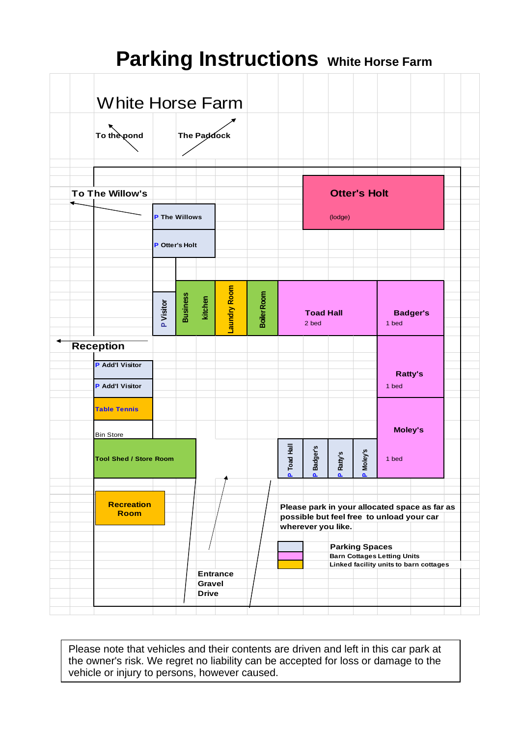# Parking Instructions White Horse Farm

## White Horse Farm

To the pond

The Paddock

To The Willow's

P The Willows

P Otter's Holt

**Otter's Holt**

(lodge)

P Visitor

Business

kitchen

Laundry Room

Boiler Room

**Toad Hall**

2 bed

**Badger's**

1 bed

**Reception**

P Add'l Visitor

P Add'l Visitor

Table Tennis

**Ratty's**

1 bed

Bin Store

**Moley's**

1 bed

Tool Shed / Store Room

P Toad Hall

P Badger's

P Ratty's

P Moley's

**Recreation Room**

**Please park in your allocated space as far as possible but feel free to unload your car wherever you like.**

**Parking Spaces**

**Barn Cottages Letting Units**

**Linked facility units to barn cottages**

**Entrance Gravel Drive**

Please note that vehicles and their contents are driven and left in this car park at the owner's risk. We regret no liability can be accepted for loss or damage to the vehicle or injury to persons, however caused.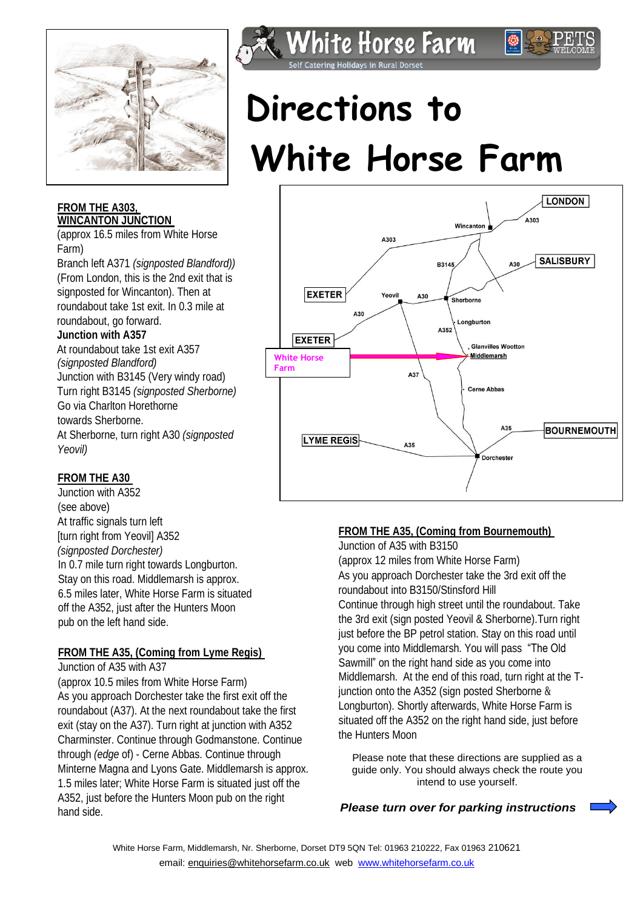White Horse Farm

Self Catering Holidays in Rural Dorset

PETS WELCOME

# Directions to White Horse Farm

LONDON
A303
Wincanton
A303
B3145
A30
SALISBURY
EXETER
Yeovil
A30
Sherborne
A30
Longburton
A352
EXETER
Glanvilles Wootton
Middlemarsh
White Horse Farm
A37
Cerne Abbas
A35
BOURNEMOUTH
LYME REGIS
A35
Dorchester

**FROM THE A303, WINCANTON JUNCTION**

(approx 16.5 miles from White Horse Farm)
Branch left A371 *(signposted Blandford))* (From London, this is the 2nd exit that is signposted for Wincanton). Then at roundabout take 1st exit. In 0.3 mile at roundabout, go forward.

**Junction with A357**

At roundabout take 1st exit A357 *(signposted Blandford)*
Junction with B3145 (Very windy road)
Turn right B3145 *(signposted Sherborne)*
Go via Charlton Horethorne towards Sherborne.
At Sherborne, turn right A30 *(signposted Yeovil)*

**FROM THE A30**

Junction with A352
(see above)
At traffic signals turn left
[turn right from Yeovil] A352
*(signposted Dorchester)*
In 0.7 mile turn right towards Longburton.
Stay on this road. Middlemarsh is approx. 6.5 miles later, White Horse Farm is situated off the A352, just after the Hunters Moon pub on the left hand side.

**FROM THE A35, (Coming from Lyme Regis)**

Junction of A35 with A37
(approx 10.5 miles from White Horse Farm)
As you approach Dorchester take the first exit off the roundabout (A37). At the next roundabout take the first exit (stay on the A37). Turn right at junction with A352 Charminster. Continue through Godmanstone. Continue through *(edge* of) - Cerne Abbas. Continue through Minterne Magna and Lyons Gate. Middlemarsh is approx. 1.5 miles later; White Horse Farm is situated just off the A352, just before the Hunters Moon pub on the right hand side.

**FROM THE A35, (Coming from Bournemouth)**

Junction of A35 with B3150
(approx 12 miles from White Horse Farm)
As you approach Dorchester take the 3rd exit off the roundabout into B3150/Stinsford Hill
Continue through high street until the roundabout. Take the 3rd exit (sign posted Yeovil & Sherborne).Turn right just before the BP petrol station. Stay on this road until you come into Middlemarsh. You will pass "The Old Sawmill" on the right hand side as you come into Middlemarsh. At the end of this road, turn right at the T-junction onto the A352 (sign posted Sherborne & Longburton). Shortly afterwards, White Horse Farm is situated off the A352 on the right hand side, just before the Hunters Moon

Please note that these directions are supplied as a guide only. You should always check the route you intend to use yourself.

***Please turn over for parking instructions***

White Horse Farm, Middlemarsh, Nr. Sherborne, Dorset DT9 5QN Tel: 01963 210222, Fax 01963 210621
email: enquiries@whitehorsefarm.co.uk web www.whitehorsefarm.co.uk